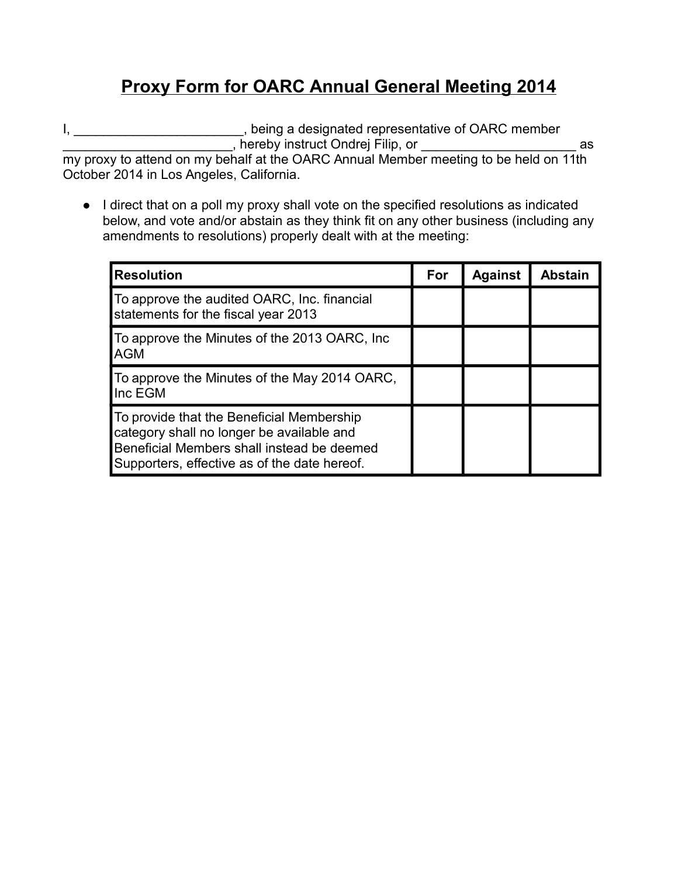# Proxy Form for OARC Annual General Meeting 2014

I, _______________________, being a designated representative of OARC member _______________________, hereby instruct Ondrej Filip, or _____________________ as my proxy to attend on my behalf at the OARC Annual Member meeting to be held on 11th October 2014 in Los Angeles, California.

- I direct that on a poll my proxy shall vote on the specified resolutions as indicated below, and vote and/or abstain as they think fit on any other business (including any amendments to resolutions) properly dealt with at the meeting:

| Resolution | For | Against | Abstain |
|---|---|---|---|
| To approve the audited OARC, Inc. financial statements for the fiscal year 2013 | | | |
| To approve the Minutes of the 2013 OARC, Inc AGM | | | |
| To approve the Minutes of the May 2014 OARC, Inc EGM | | | |
| To provide that the Beneficial Membership category shall no longer be available and Beneficial Members shall instead be deemed Supporters, effective as of the date hereof. | | | |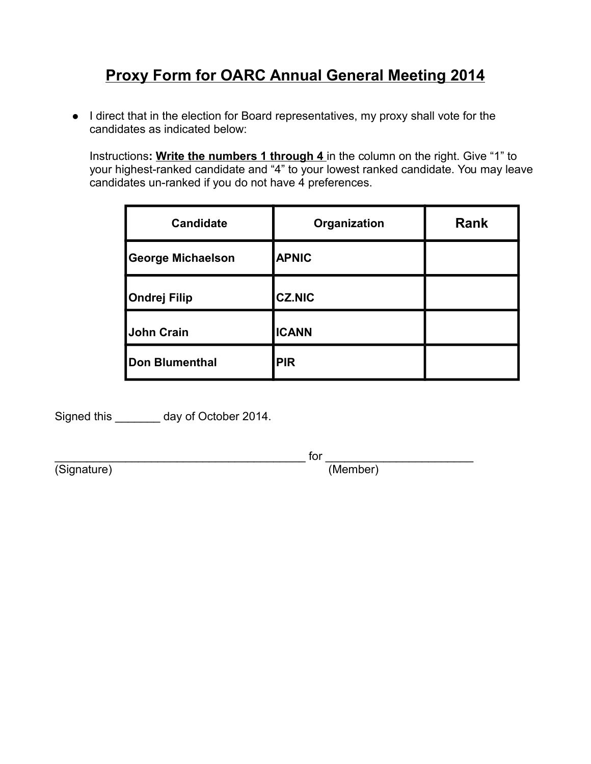# Proxy Form for OARC Annual General Meeting 2014

- I direct that in the election for Board representatives, my proxy shall vote for the candidates as indicated below:

  Instructions**: Write the numbers 1 through 4** in the column on the right. Give "1" to your highest-ranked candidate and "4" to your lowest ranked candidate. You may leave candidates un-ranked if you do not have 4 preferences.

| Candidate | Organization | Rank |
|---|---|---|
| **George Michaelson** | **APNIC** | |
| **Ondrej Filip** | **CZ.NIC** | |
| **John Crain** | **ICANN** | |
| **Don Blumenthal** | **PIR** | |

Signed this _______ day of October 2014.

_______________________________________ for ______________________
(Signature) (Member)